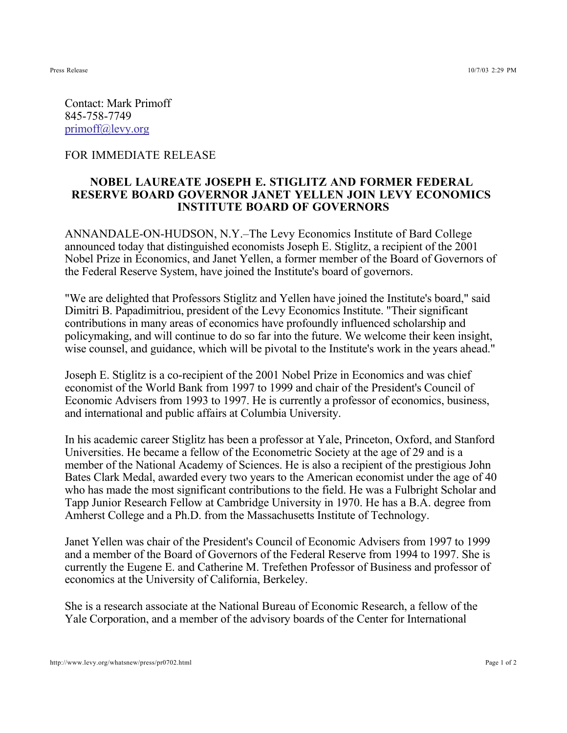Contact: Mark Primoff
845-758-7749
[primoff@levy.org](mailto:primoff@levy.org)

FOR IMMEDIATE RELEASE

**NOBEL LAUREATE JOSEPH E. STIGLITZ AND FORMER FEDERAL RESERVE BOARD GOVERNOR JANET YELLEN JOIN LEVY ECONOMICS INSTITUTE BOARD OF GOVERNORS**

ANNANDALE-ON-HUDSON, N.Y.–The Levy Economics Institute of Bard College announced today that distinguished economists Joseph E. Stiglitz, a recipient of the 2001 Nobel Prize in Economics, and Janet Yellen, a former member of the Board of Governors of the Federal Reserve System, have joined the Institute's board of governors.

"We are delighted that Professors Stiglitz and Yellen have joined the Institute's board," said Dimitri B. Papadimitriou, president of the Levy Economics Institute. "Their significant contributions in many areas of economics have profoundly influenced scholarship and policymaking, and will continue to do so far into the future. We welcome their keen insight, wise counsel, and guidance, which will be pivotal to the Institute's work in the years ahead."

Joseph E. Stiglitz is a co-recipient of the 2001 Nobel Prize in Economics and was chief economist of the World Bank from 1997 to 1999 and chair of the President's Council of Economic Advisers from 1993 to 1997. He is currently a professor of economics, business, and international and public affairs at Columbia University.

In his academic career Stiglitz has been a professor at Yale, Princeton, Oxford, and Stanford Universities. He became a fellow of the Econometric Society at the age of 29 and is a member of the National Academy of Sciences. He is also a recipient of the prestigious John Bates Clark Medal, awarded every two years to the American economist under the age of 40 who has made the most significant contributions to the field. He was a Fulbright Scholar and Tapp Junior Research Fellow at Cambridge University in 1970. He has a B.A. degree from Amherst College and a Ph.D. from the Massachusetts Institute of Technology.

Janet Yellen was chair of the President's Council of Economic Advisers from 1997 to 1999 and a member of the Board of Governors of the Federal Reserve from 1994 to 1997. She is currently the Eugene E. and Catherine M. Trefethen Professor of Business and professor of economics at the University of California, Berkeley.

She is a research associate at the National Bureau of Economic Research, a fellow of the Yale Corporation, and a member of the advisory boards of the Center for International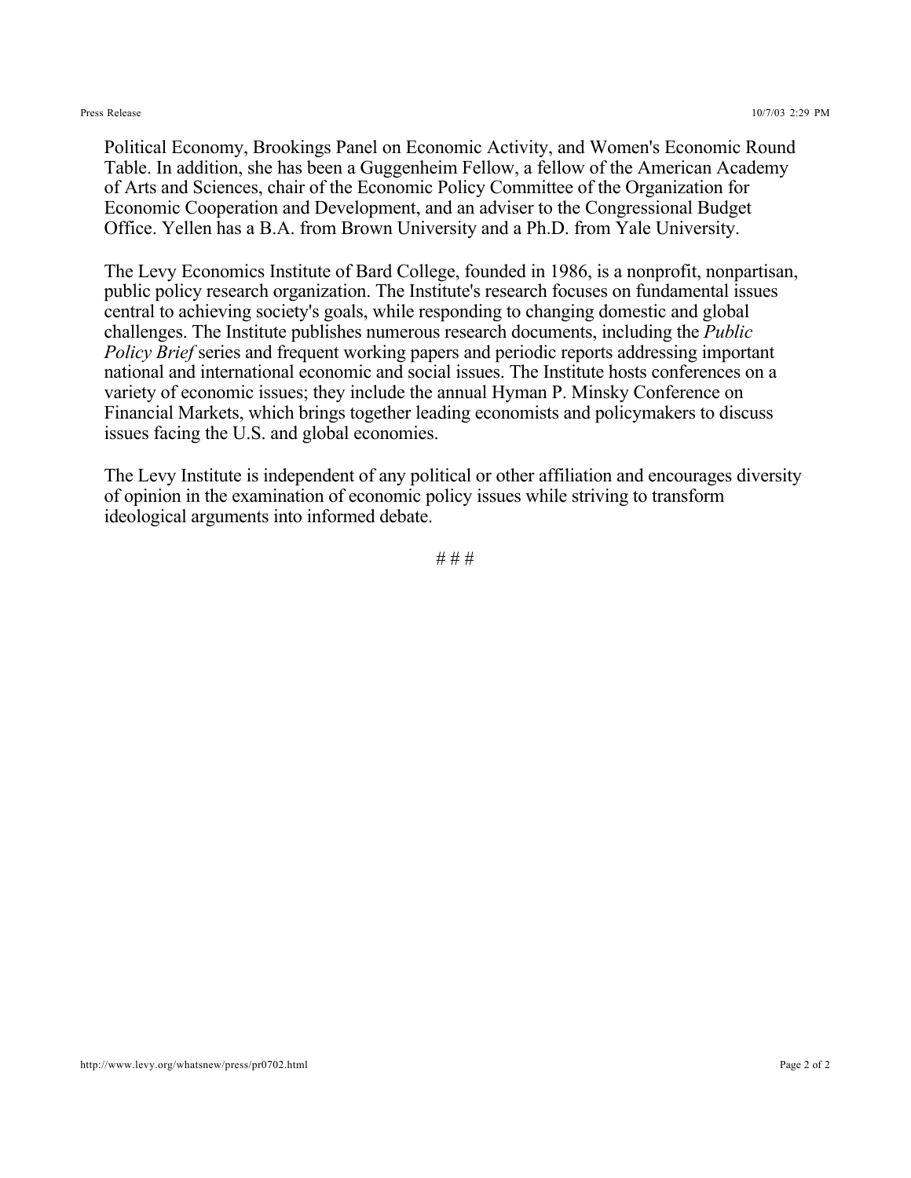Political Economy, Brookings Panel on Economic Activity, and Women's Economic Round Table. In addition, she has been a Guggenheim Fellow, a fellow of the American Academy of Arts and Sciences, chair of the Economic Policy Committee of the Organization for Economic Cooperation and Development, and an adviser to the Congressional Budget Office. Yellen has a B.A. from Brown University and a Ph.D. from Yale University.

The Levy Economics Institute of Bard College, founded in 1986, is a nonprofit, nonpartisan, public policy research organization. The Institute's research focuses on fundamental issues central to achieving society's goals, while responding to changing domestic and global challenges. The Institute publishes numerous research documents, including the *Public Policy Brief* series and frequent working papers and periodic reports addressing important national and international economic and social issues. The Institute hosts conferences on a variety of economic issues; they include the annual Hyman P. Minsky Conference on Financial Markets, which brings together leading economists and policymakers to discuss issues facing the U.S. and global economies.

The Levy Institute is independent of any political or other affiliation and encourages diversity of opinion in the examination of economic policy issues while striving to transform ideological arguments into informed debate.

# # #